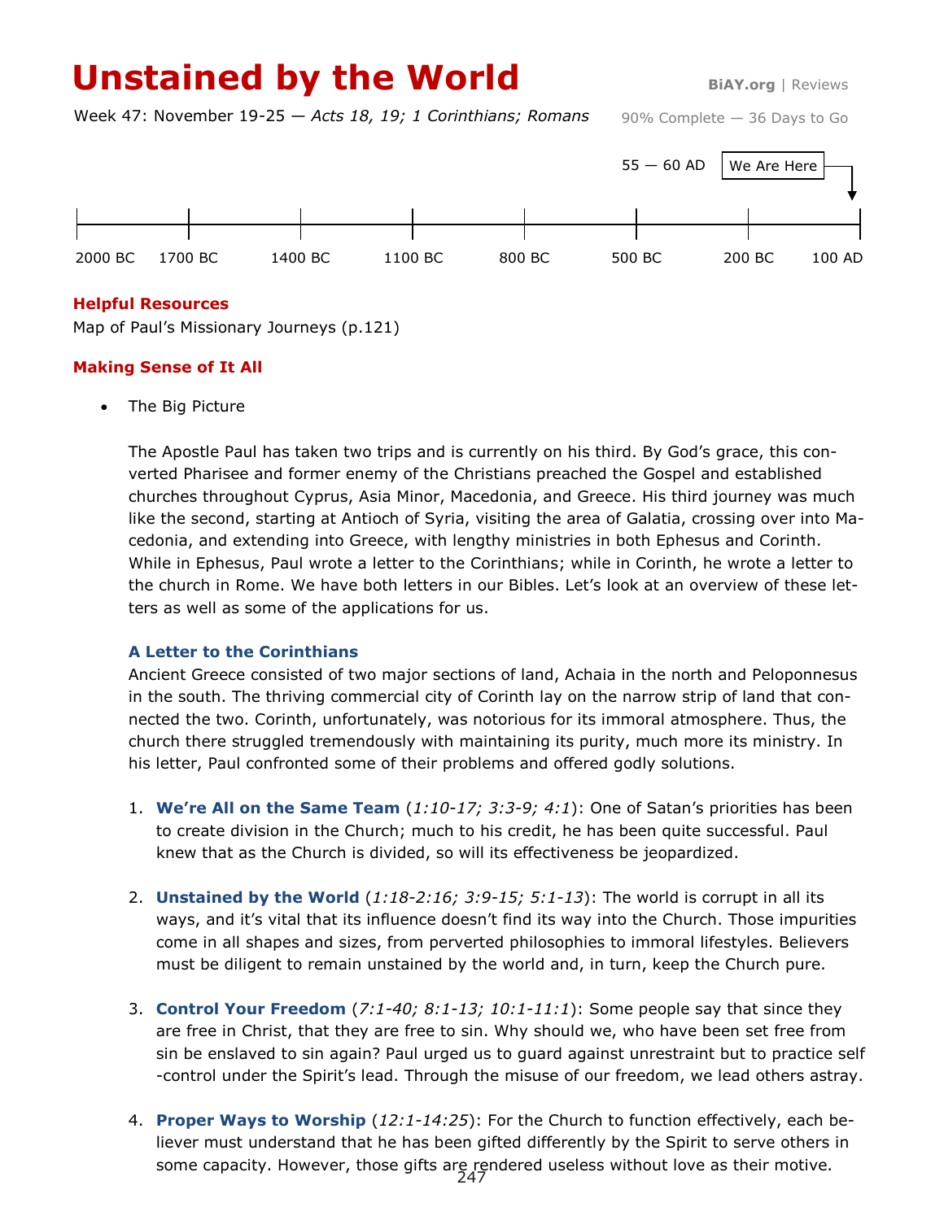# Unstained by the World

**BiAY.org** | Reviews

Week 47: November 19-25 — *Acts 18, 19; 1 Corinthians; Romans*

90% Complete — 36 Days to Go

55 — 60 AD

We Are Here

2000 BC | 1700 BC | 1400 BC | 1100 BC | 800 BC | 500 BC | 200 BC | 100 AD

## Helpful Resources

Map of Paul's Missionary Journeys (p.121)

## Making Sense of It All

- The Big Picture

The Apostle Paul has taken two trips and is currently on his third. By God's grace, this converted Pharisee and former enemy of the Christians preached the Gospel and established churches throughout Cyprus, Asia Minor, Macedonia, and Greece. His third journey was much like the second, starting at Antioch of Syria, visiting the area of Galatia, crossing over into Macedonia, and extending into Greece, with lengthy ministries in both Ephesus and Corinth. While in Ephesus, Paul wrote a letter to the Corinthians; while in Corinth, he wrote a letter to the church in Rome. We have both letters in our Bibles. Let's look at an overview of these letters as well as some of the applications for us.

### A Letter to the Corinthians

Ancient Greece consisted of two major sections of land, Achaia in the north and Peloponnesus in the south. The thriving commercial city of Corinth lay on the narrow strip of land that connected the two. Corinth, unfortunately, was notorious for its immoral atmosphere. Thus, the church there struggled tremendously with maintaining its purity, much more its ministry. In his letter, Paul confronted some of their problems and offered godly solutions.

1. **We're All on the Same Team** (*1:10-17; 3:3-9; 4:1*): One of Satan's priorities has been to create division in the Church; much to his credit, he has been quite successful. Paul knew that as the Church is divided, so will its effectiveness be jeopardized.

2. **Unstained by the World** (*1:18-2:16; 3:9-15; 5:1-13*): The world is corrupt in all its ways, and it's vital that its influence doesn't find its way into the Church. Those impurities come in all shapes and sizes, from perverted philosophies to immoral lifestyles. Believers must be diligent to remain unstained by the world and, in turn, keep the Church pure.

3. **Control Your Freedom** (*7:1-40; 8:1-13; 10:1-11:1*): Some people say that since they are free in Christ, that they are free to sin. Why should we, who have been set free from sin be enslaved to sin again? Paul urged us to guard against unrestraint but to practice self-control under the Spirit's lead. Through the misuse of our freedom, we lead others astray.

4. **Proper Ways to Worship** (*12:1-14:25*): For the Church to function effectively, each believer must understand that he has been gifted differently by the Spirit to serve others in some capacity. However, those gifts are rendered useless without love as their motive.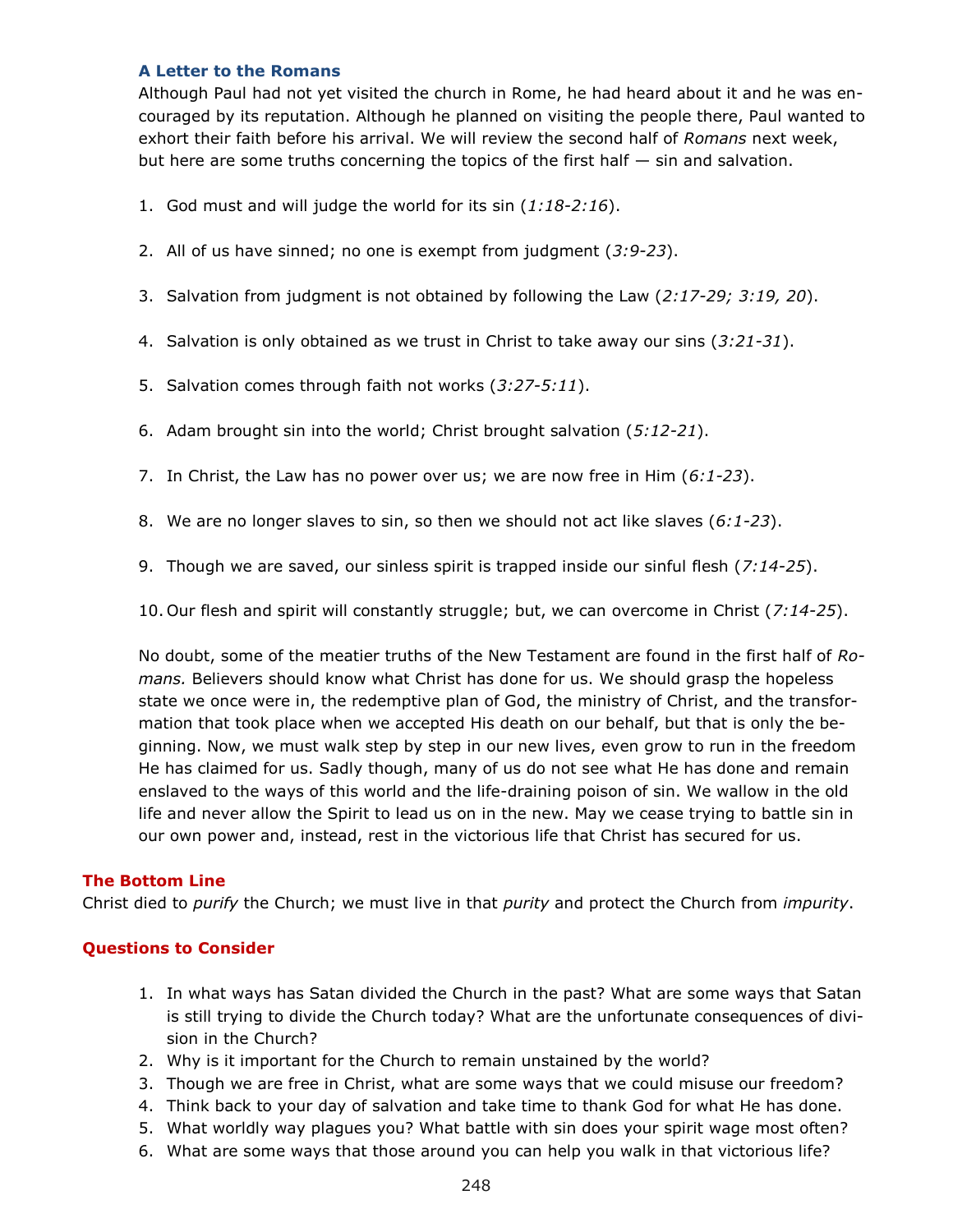### A Letter to the Romans

Although Paul had not yet visited the church in Rome, he had heard about it and he was encouraged by its reputation. Although he planned on visiting the people there, Paul wanted to exhort their faith before his arrival. We will review the second half of *Romans* next week, but here are some truths concerning the topics of the first half — sin and salvation.

1. God must and will judge the world for its sin (*1:18-2:16*).

2. All of us have sinned; no one is exempt from judgment (*3:9-23*).

3. Salvation from judgment is not obtained by following the Law (*2:17-29; 3:19, 20*).

4. Salvation is only obtained as we trust in Christ to take away our sins (*3:21-31*).

5. Salvation comes through faith not works (*3:27-5:11*).

6. Adam brought sin into the world; Christ brought salvation (*5:12-21*).

7. In Christ, the Law has no power over us; we are now free in Him (*6:1-23*).

8. We are no longer slaves to sin, so then we should not act like slaves (*6:1-23*).

9. Though we are saved, our sinless spirit is trapped inside our sinful flesh (*7:14-25*).

10. Our flesh and spirit will constantly struggle; but, we can overcome in Christ (*7:14-25*).

No doubt, some of the meatier truths of the New Testament are found in the first half of *Romans.* Believers should know what Christ has done for us. We should grasp the hopeless state we once were in, the redemptive plan of God, the ministry of Christ, and the transformation that took place when we accepted His death on our behalf, but that is only the beginning. Now, we must walk step by step in our new lives, even grow to run in the freedom He has claimed for us. Sadly though, many of us do not see what He has done and remain enslaved to the ways of this world and the life-draining poison of sin. We wallow in the old life and never allow the Spirit to lead us on in the new. May we cease trying to battle sin in our own power and, instead, rest in the victorious life that Christ has secured for us.

### The Bottom Line

Christ died to *purify* the Church; we must live in that *purity* and protect the Church from *impurity*.

### Questions to Consider

1. In what ways has Satan divided the Church in the past? What are some ways that Satan is still trying to divide the Church today? What are the unfortunate consequences of division in the Church?
2. Why is it important for the Church to remain unstained by the world?
3. Though we are free in Christ, what are some ways that we could misuse our freedom?
4. Think back to your day of salvation and take time to thank God for what He has done.
5. What worldly way plagues you? What battle with sin does your spirit wage most often?
6. What are some ways that those around you can help you walk in that victorious life?